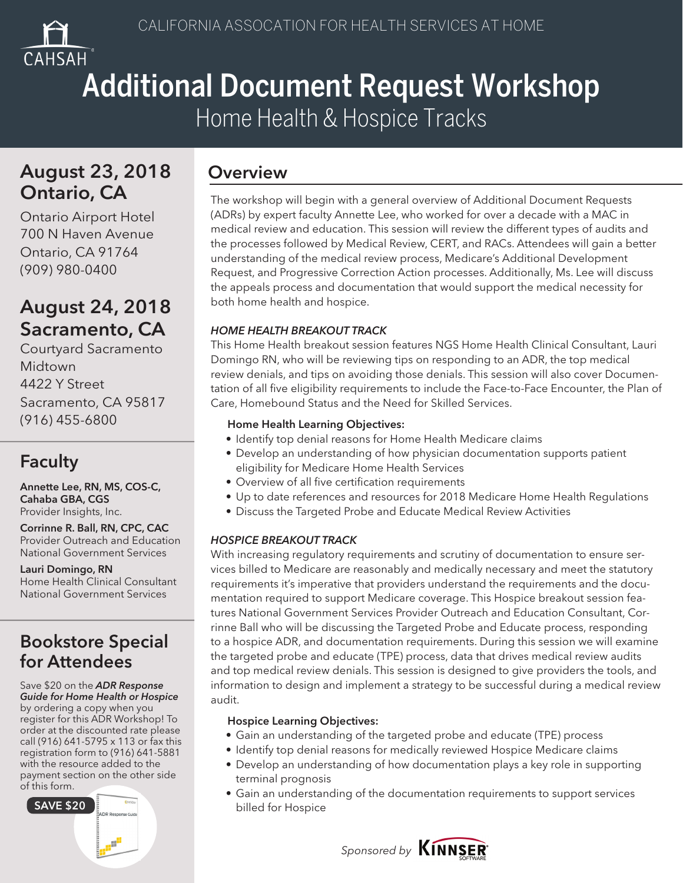CALIFORNIA ASSOCATION FOR HEALTH SERVICES AT HOME

CAHSAH

# Additional Document Request Workshop

## Home Health & Hospice Tracks

## August 23, 2018 Ontario, CA

Ontario Airport Hotel
700 N Haven Avenue
Ontario, CA 91764
(909) 980-0400

## August 24, 2018 Sacramento, CA

Courtyard Sacramento Midtown
4422 Y Street
Sacramento, CA 95817
(916) 455-6800

## Faculty

**Annette Lee, RN, MS, COS-C, Cahaba GBA, CGS**
Provider Insights, Inc.

**Corrinne R. Ball, RN, CPC, CAC**
Provider Outreach and Education
National Government Services

**Lauri Domingo, RN**
Home Health Clinical Consultant
National Government Services

## Bookstore Special for Attendees

Save $20 on the ***ADR Response Guide for Home Health or Hospice*** by ordering a copy when you register for this ADR Workshop! To order at the discounted rate please call (916) 641-5795 x 113 or fax this registration form to (916) 641-5881 with the resource added to the payment section on the other side of this form.

SAVE $20

## Overview

The workshop will begin with a general overview of Additional Document Requests (ADRs) by expert faculty Annette Lee, who worked for over a decade with a MAC in medical review and education. This session will review the different types of audits and the processes followed by Medical Review, CERT, and RACs. Attendees will gain a better understanding of the medical review process, Medicare's Additional Development Request, and Progressive Correction Action processes. Additionally, Ms. Lee will discuss the appeals process and documentation that would support the medical necessity for both home health and hospice.

### *HOME HEALTH BREAKOUT TRACK*

This Home Health breakout session features NGS Home Health Clinical Consultant, Lauri Domingo RN, who will be reviewing tips on responding to an ADR, the top medical review denials, and tips on avoiding those denials. This session will also cover Documentation of all five eligibility requirements to include the Face-to-Face Encounter, the Plan of Care, Homebound Status and the Need for Skilled Services.

**Home Health Learning Objectives:**

- Identify top denial reasons for Home Health Medicare claims
- Develop an understanding of how physician documentation supports patient eligibility for Medicare Home Health Services
- Overview of all five certification requirements
- Up to date references and resources for 2018 Medicare Home Health Regulations
- Discuss the Targeted Probe and Educate Medical Review Activities

### *HOSPICE BREAKOUT TRACK*

With increasing regulatory requirements and scrutiny of documentation to ensure services billed to Medicare are reasonably and medically necessary and meet the statutory requirements it's imperative that providers understand the requirements and the documentation required to support Medicare coverage. This Hospice breakout session features National Government Services Provider Outreach and Education Consultant, Corrinne Ball who will be discussing the Targeted Probe and Educate process, responding to a hospice ADR, and documentation requirements. During this session we will examine the targeted probe and educate (TPE) process, data that drives medical review audits and top medical review denials. This session is designed to give providers the tools, and information to design and implement a strategy to be successful during a medical review audit.

**Hospice Learning Objectives:**

- Gain an understanding of the targeted probe and educate (TPE) process
- Identify top denial reasons for medically reviewed Hospice Medicare claims
- Develop an understanding of how documentation plays a key role in supporting terminal prognosis
- Gain an understanding of the documentation requirements to support services billed for Hospice

*Sponsored by* KINNSER SOFTWARE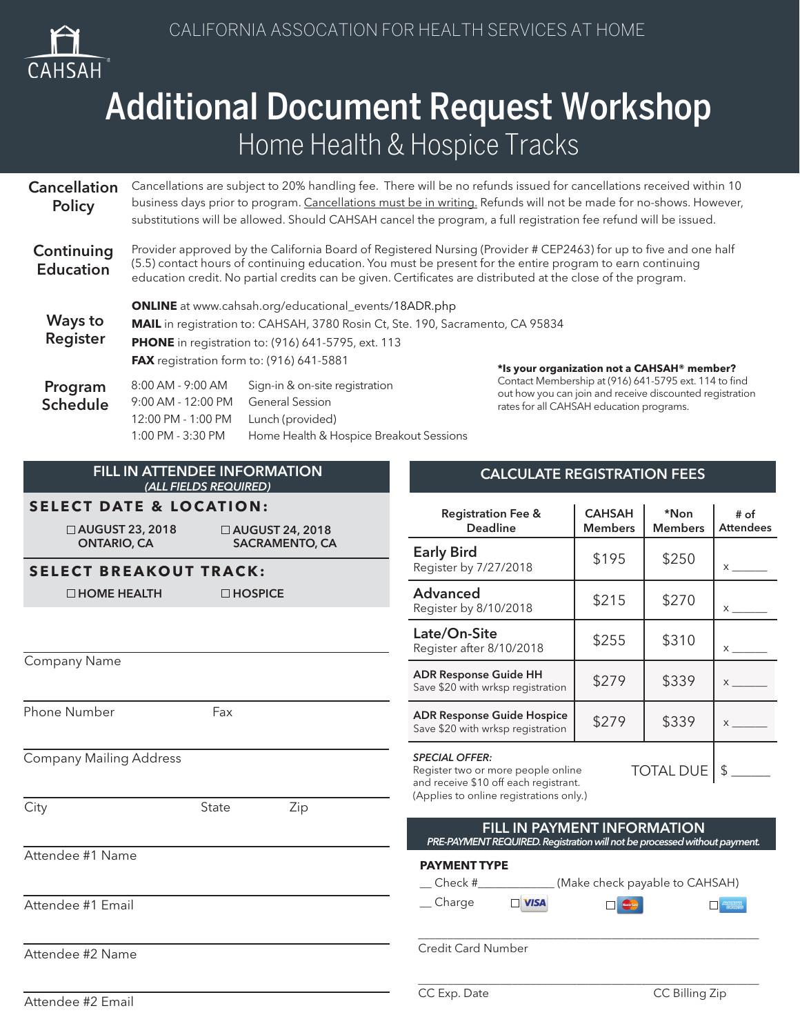CALIFORNIA ASSOCATION FOR HEALTH SERVICES AT HOME

CAHSAH

# Additional Document Request Workshop

## Home Health & Hospice Tracks

**Cancellation Policy**

Cancellations are subject to 20% handling fee. There will be no refunds issued for cancellations received within 10 business days prior to program. Cancellations must be in writing. Refunds will not be made for no-shows. However, substitutions will be allowed. Should CAHSAH cancel the program, a full registration fee refund will be issued.

**Continuing Education**

Provider approved by the California Board of Registered Nursing (Provider # CEP2463) for up to five and one half (5.5) contact hours of continuing education. You must be present for the entire program to earn continuing education credit. No partial credits can be given. Certificates are distributed at the close of the program.

**Ways to Register**

**ONLINE** at www.cahsah.org/educational_events/18ADR.php

**MAIL** in registration to: CAHSAH, 3780 Rosin Ct, Ste. 190, Sacramento, CA 95834

**PHONE** in registration to: (916) 641-5795, ext. 113

**FAX** registration form to: (916) 641-5881

**Program Schedule**

| | |
|---|---|
| 8:00 AM - 9:00 AM | Sign-in & on-site registration |
| 9:00 AM - 12:00 PM | General Session |
| 12:00 PM - 1:00 PM | Lunch (provided) |
| 1:00 PM - 3:30 PM | Home Health & Hospice Breakout Sessions |

**\*Is your organization not a CAHSAH® member?**
Contact Membership at (916) 641-5795 ext. 114 to find out how you can join and receive discounted registration rates for all CAHSAH education programs.

## FILL IN ATTENDEE INFORMATION

*(ALL FIELDS REQUIRED)*

**SELECT DATE & LOCATION:**

☐ **AUGUST 23, 2018 ONTARIO, CA** ☐ **AUGUST 24, 2018 SACRAMENTO, CA**

**SELECT BREAKOUT TRACK:**

☐ **HOME HEALTH** ☐ **HOSPICE**

Company Name

Phone Number Fax

Company Mailing Address

City State Zip

Attendee #1 Name

Attendee #1 Email

Attendee #2 Name

Attendee #2 Email

## CALCULATE REGISTRATION FEES

| Registration Fee & Deadline | CAHSAH Members | *Non Members | # of Attendees |
|---|---|---|---|
| **Early Bird** Register by 7/27/2018 | $195 | $250 | x ______ |
| **Advanced** Register by 8/10/2018 | $215 | $270 | x ______ |
| **Late/On-Site** Register after 8/10/2018 | $255 | $310 | x ______ |
| **ADR Response Guide HH** Save $20 with wrksp registration | $279 | $339 | x ______ |
| **ADR Response Guide Hospice** Save $20 with wrksp registration | $279 | $339 | x ______ |

***SPECIAL OFFER:***
Register two or more people online and receive $10 off each registrant. (Applies to online registrations only.)

TOTAL DUE | $ ______

## FILL IN PAYMENT INFORMATION

*PRE-PAYMENT REQUIRED. Registration will not be processed without payment.*

**PAYMENT TYPE**

__ Check #____________ (Make check payable to CAHSAH)

__ Charge ☐ VISA ☐ MasterCard ☐ American Express

Credit Card Number

CC Exp. Date CC Billing Zip